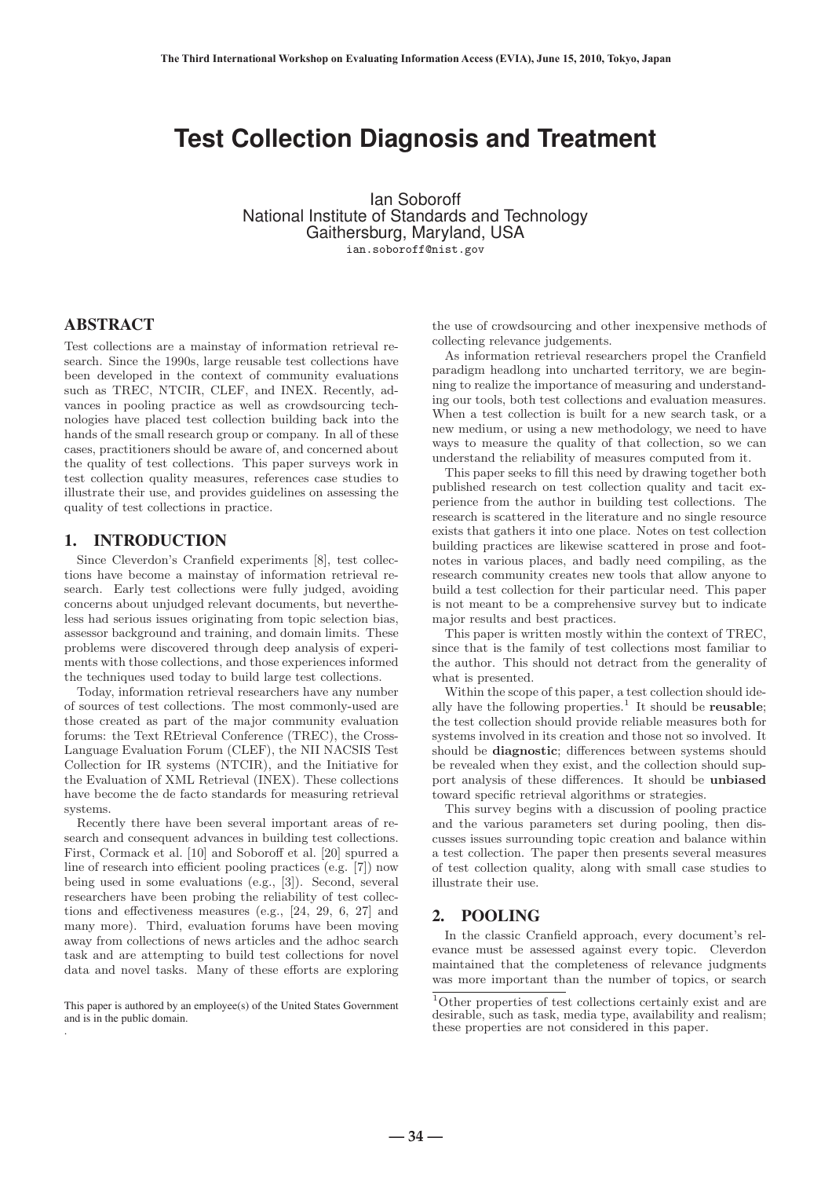# Test Collection Diagnosis and Treatment

Ian Soboroff
National Institute of Standards and Technology
Gaithersburg, Maryland, USA
ian.soboroff@nist.gov

## ABSTRACT

Test collections are a mainstay of information retrieval research. Since the 1990s, large reusable test collections have been developed in the context of community evaluations such as TREC, NTCIR, CLEF, and INEX. Recently, advances in pooling practice as well as crowdsourcing technologies have placed test collection building back into the hands of the small research group or company. In all of these cases, practitioners should be aware of, and concerned about the quality of test collections. This paper surveys work in test collection quality measures, references case studies to illustrate their use, and provides guidelines on assessing the quality of test collections in practice.

## 1. INTRODUCTION

Since Cleverdon's Cranfield experiments [8], test collections have become a mainstay of information retrieval research. Early test collections were fully judged, avoiding concerns about unjudged relevant documents, but nevertheless had serious issues originating from topic selection bias, assessor background and training, and domain limits. These problems were discovered through deep analysis of experiments with those collections, and those experiences informed the techniques used today to build large test collections.

Today, information retrieval researchers have any number of sources of test collections. The most commonly-used are those created as part of the major community evaluation forums: the Text REtrieval Conference (TREC), the Cross-Language Evaluation Forum (CLEF), the NII NACSIS Test Collection for IR systems (NTCIR), and the Initiative for the Evaluation of XML Retrieval (INEX). These collections have become the de facto standards for measuring retrieval systems.

Recently there have been several important areas of research and consequent advances in building test collections. First, Cormack et al. [10] and Soboroff et al. [20] spurred a line of research into efficient pooling practices (e.g. [7]) now being used in some evaluations (e.g., [3]). Second, several researchers have been probing the reliability of test collections and effectiveness measures (e.g., [24, 29, 6, 27] and many more). Third, evaluation forums have been moving away from collections of news articles and the adhoc search task and are attempting to build test collections for novel data and novel tasks. Many of these efforts are exploring the use of crowdsourcing and other inexpensive methods of collecting relevance judgements.

As information retrieval researchers propel the Cranfield paradigm headlong into uncharted territory, we are beginning to realize the importance of measuring and understanding our tools, both test collections and evaluation measures. When a test collection is built for a new search task, or a new medium, or using a new methodology, we need to have ways to measure the quality of that collection, so we can understand the reliability of measures computed from it.

This paper seeks to fill this need by drawing together both published research on test collection quality and tacit experience from the author in building test collections. The research is scattered in the literature and no single resource exists that gathers it into one place. Notes on test collection building practices are likewise scattered in prose and footnotes in various places, and badly need compiling, as the research community creates new tools that allow anyone to build a test collection for their particular need. This paper is not meant to be a comprehensive survey but to indicate major results and best practices.

This paper is written mostly within the context of TREC, since that is the family of test collections most familiar to the author. This should not detract from the generality of what is presented.

Within the scope of this paper, a test collection should ideally have the following properties.[1] It should be **reusable**; the test collection should provide reliable measures both for systems involved in its creation and those not so involved. It should be **diagnostic**; differences between systems should be revealed when they exist, and the collection should support analysis of these differences. It should be **unbiased** toward specific retrieval algorithms or strategies.

This survey begins with a discussion of pooling practice and the various parameters set during pooling, then discusses issues surrounding topic creation and balance within a test collection. The paper then presents several measures of test collection quality, along with small case studies to illustrate their use.

## 2. POOLING

In the classic Cranfield approach, every document's relevance must be assessed against every topic. Cleverdon maintained that the completeness of relevance judgments was more important than the number of topics, or search

[1] Other properties of test collections certainly exist and are desirable, such as task, media type, availability and realism; these properties are not considered in this paper.

This paper is authored by an employee(s) of the United States Government and is in the public domain.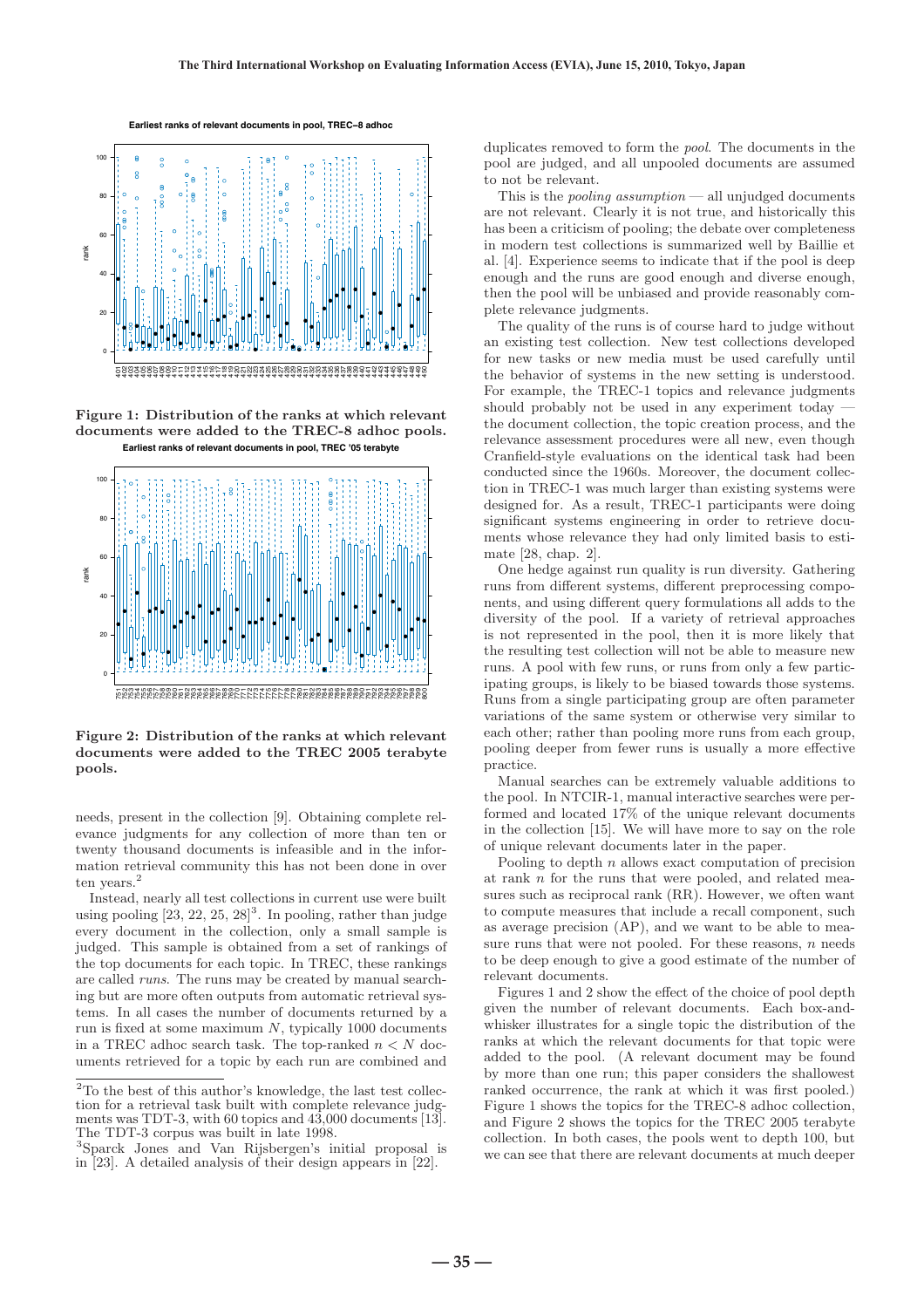Figure 1: Distribution of the ranks at which relevant documents were added to the TREC-8 adhoc pools.

Figure 2: Distribution of the ranks at which relevant documents were added to the TREC 2005 terabyte pools.

needs, present in the collection [9]. Obtaining complete relevance judgments for any collection of more than ten or twenty thousand documents is infeasible and in the information retrieval community this has not been done in over ten years.[2]

Instead, nearly all test collections in current use were built using pooling [23, 22, 25, 28][3]. In pooling, rather than judge every document in the collection, only a small sample is judged. This sample is obtained from a set of rankings of the top documents for each topic. In TREC, these rankings are called *runs*. The runs may be created by manual searching but are more often outputs from automatic retrieval systems. In all cases the number of documents returned by a run is fixed at some maximum $N$, typically 1000 documents in a TREC adhoc search task. The top-ranked $n < N$ documents retrieved for a topic by each run are combined and duplicates removed to form the *pool*. The documents in the pool are judged, and all unpooled documents are assumed to not be relevant.

This is the *pooling assumption* — all unjudged documents are not relevant. Clearly it is not true, and historically this has been a criticism of pooling; the debate over completeness in modern test collections is summarized well by Baillie et al. [4]. Experience seems to indicate that if the pool is deep enough and the runs are good enough and diverse enough, then the pool will be unbiased and provide reasonably complete relevance judgments.

The quality of the runs is of course hard to judge without an existing test collection. New test collections developed for new tasks or new media must be used carefully until the behavior of systems in the new setting is understood. For example, the TREC-1 topics and relevance judgments should probably not be used in any experiment today — the document collection, the topic creation process, and the relevance assessment procedures were all new, even though Cranfield-style evaluations on the identical task had been conducted since the 1960s. Moreover, the document collection in TREC-1 was much larger than existing systems were designed for. As a result, TREC-1 participants were doing significant systems engineering in order to retrieve documents whose relevance they had only limited basis to estimate [28, chap. 2].

One hedge against run quality is run diversity. Gathering runs from different systems, different preprocessing components, and using different query formulations all adds to the diversity of the pool. If a variety of retrieval approaches is not represented in the pool, then it is more likely that the resulting test collection will not be able to measure new runs. A pool with few runs, or runs from only a few participating groups, is likely to be biased towards those systems. Runs from a single participating group are often parameter variations of the same system or otherwise very similar to each other; rather than pooling more runs from each group, pooling deeper from fewer runs is usually a more effective practice.

Manual searches can be extremely valuable additions to the pool. In NTCIR-1, manual interactive searches were performed and located 17% of the unique relevant documents in the collection [15]. We will have more to say on the role of unique relevant documents later in the paper.

Pooling to depth $n$ allows exact computation of precision at rank $n$ for the runs that were pooled, and related measures such as reciprocal rank (RR). However, we often want to compute measures that include a recall component, such as average precision (AP), and we want to be able to measure runs that were not pooled. For these reasons, $n$ needs to be deep enough to give a good estimate of the number of relevant documents.

Figures 1 and 2 show the effect of the choice of pool depth given the number of relevant documents. Each box-and-whisker illustrates for a single topic the distribution of the ranks at which the relevant documents for that topic were added to the pool. (A relevant document may be found by more than one run; this paper considers the shallowest ranked occurrence, the rank at which it was first pooled.) Figure 1 shows the topics for the TREC-8 adhoc collection, and Figure 2 shows the topics for the TREC 2005 terabyte collection. In both cases, the pools went to depth 100, but we can see that there are relevant documents at much deeper

[2] To the best of this author's knowledge, the last test collection for a retrieval task built with complete relevance judgments was TDT-3, with 60 topics and 43,000 documents [13]. The TDT-3 corpus was built in late 1998.

[3] Sparck Jones and Van Rijsbergen's initial proposal is in [23]. A detailed analysis of their design appears in [22].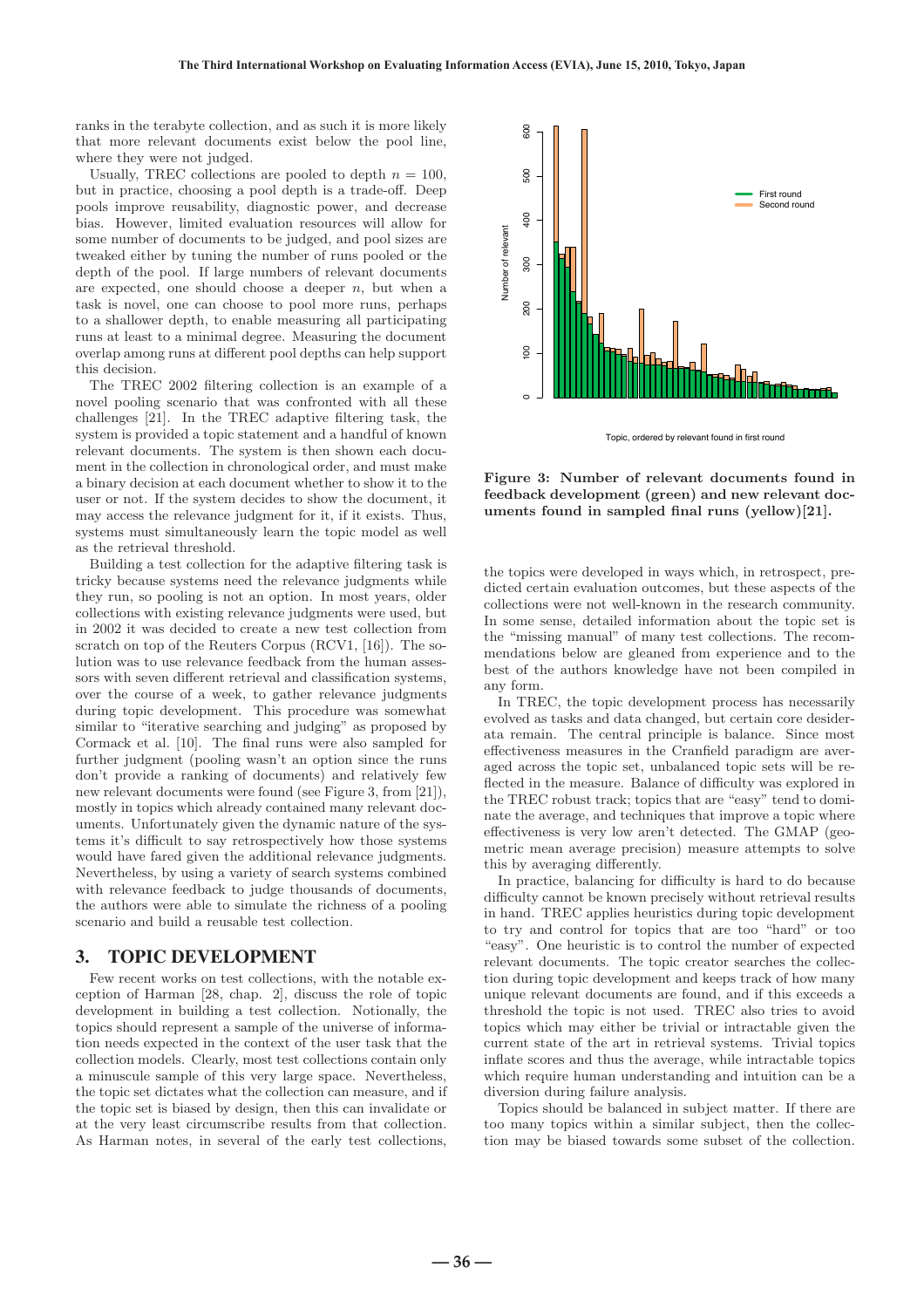ranks in the terabyte collection, and as such it is more likely that more relevant documents exist below the pool line, where they were not judged.

Usually, TREC collections are pooled to depth $n = 100$, but in practice, choosing a pool depth is a trade-off. Deep pools improve reusability, diagnostic power, and decrease bias. However, limited evaluation resources will allow for some number of documents to be judged, and pool sizes are tweaked either by tuning the number of runs pooled or the depth of the pool. If large numbers of relevant documents are expected, one should choose a deeper $n$, but when a task is novel, one can choose to pool more runs, perhaps to a shallower depth, to enable measuring all participating runs at least to a minimal degree. Measuring the document overlap among runs at different pool depths can help support this decision.

The TREC 2002 filtering collection is an example of a novel pooling scenario that was confronted with all these challenges [21]. In the TREC adaptive filtering task, the system is provided a topic statement and a handful of known relevant documents. The system is then shown each document in the collection in chronological order, and must make a binary decision at each document whether to show it to the user or not. If the system decides to show the document, it may access the relevance judgment for it, if it exists. Thus, systems must simultaneously learn the topic model as well as the retrieval threshold.

Building a test collection for the adaptive filtering task is tricky because systems need the relevance judgments while they run, so pooling is not an option. In most years, older collections with existing relevance judgments were used, but in 2002 it was decided to create a new test collection from scratch on top of the Reuters Corpus (RCV1, [16]). The solution was to use relevance feedback from the human assessors with seven different retrieval and classification systems, over the course of a week, to gather relevance judgments during topic development. This procedure was somewhat similar to "iterative searching and judging" as proposed by Cormack et al. [10]. The final runs were also sampled for further judgment (pooling wasn't an option since the runs don't provide a ranking of documents) and relatively few new relevant documents were found (see Figure 3, from [21]), mostly in topics which already contained many relevant documents. Unfortunately given the dynamic nature of the systems it's difficult to say retrospectively how those systems would have fared given the additional relevance judgments. Nevertheless, by using a variety of search systems combined with relevance feedback to judge thousands of documents, the authors were able to simulate the richness of a pooling scenario and build a reusable test collection.

## 3. TOPIC DEVELOPMENT

Few recent works on test collections, with the notable exception of Harman [28, chap. 2], discuss the role of topic development in building a test collection. Notionally, the topics should represent a sample of the universe of information needs expected in the context of the user task that the collection models. Clearly, most test collections contain only a minuscule sample of this very large space. Nevertheless, the topic set dictates what the collection can measure, and if the topic set is biased by design, then this can invalidate or at the very least circumscribe results from that collection. As Harman notes, in several of the early test collections, the topics were developed in ways which, in retrospect, predicted certain evaluation outcomes, but these aspects of the collections were not well-known in the research community. In some sense, detailed information about the topic set is the "missing manual" of many test collections. The recommendations below are gleaned from experience and to the best of the authors knowledge have not been compiled in any form.

**Figure 3: Number of relevant documents found in feedback development (green) and new relevant documents found in sampled final runs (yellow)[21].**

In TREC, the topic development process has necessarily evolved as tasks and data changed, but certain core desiderata remain. The central principle is balance. Since most effectiveness measures in the Cranfield paradigm are averaged across the topic set, unbalanced topic sets will be reflected in the measure. Balance of difficulty was explored in the TREC robust track; topics that are "easy" tend to dominate the average, and techniques that improve a topic where effectiveness is very low aren't detected. The GMAP (geometric mean average precision) measure attempts to solve this by averaging differently.

In practice, balancing for difficulty is hard to do because difficulty cannot be known precisely without retrieval results in hand. TREC applies heuristics during topic development to try and control for topics that are too "hard" or too "easy". One heuristic is to control the number of expected relevant documents. The topic creator searches the collection during topic development and keeps track of how many unique relevant documents are found, and if this exceeds a threshold the topic is not used. TREC also tries to avoid topics which may either be trivial or intractable given the current state of the art in retrieval systems. Trivial topics inflate scores and thus the average, while intractable topics which require human understanding and intuition can be a diversion during failure analysis.

Topics should be balanced in subject matter. If there are too many topics within a similar subject, then the collection may be biased towards some subset of the collection.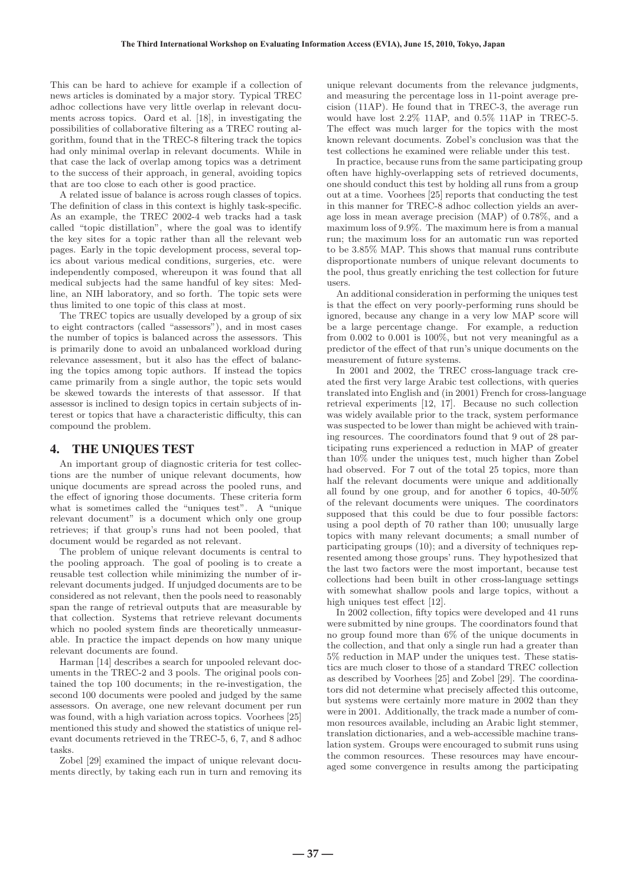This can be hard to achieve for example if a collection of news articles is dominated by a major story. Typical TREC adhoc collections have very little overlap in relevant documents across topics. Oard et al. [18], in investigating the possibilities of collaborative filtering as a TREC routing algorithm, found that in the TREC-8 filtering track the topics had only minimal overlap in relevant documents. While in that case the lack of overlap among topics was a detriment to the success of their approach, in general, avoiding topics that are too close to each other is good practice.

A related issue of balance is across rough classes of topics. The definition of class in this context is highly task-specific. As an example, the TREC 2002-4 web tracks had a task called "topic distillation", where the goal was to identify the key sites for a topic rather than all the relevant web pages. Early in the topic development process, several topics about various medical conditions, surgeries, etc. were independently composed, whereupon it was found that all medical subjects had the same handful of key sites: Medline, an NIH laboratory, and so forth. The topic sets were thus limited to one topic of this class at most.

The TREC topics are usually developed by a group of six to eight contractors (called "assessors"), and in most cases the number of topics is balanced across the assessors. This is primarily done to avoid an unbalanced workload during relevance assessment, but it also has the effect of balancing the topics among topic authors. If instead the topics came primarily from a single author, the topic sets would be skewed towards the interests of that assessor. If that assessor is inclined to design topics in certain subjects of interest or topics that have a characteristic difficulty, this can compound the problem.

## 4. THE UNIQUES TEST

An important group of diagnostic criteria for test collections are the number of unique relevant documents, how unique documents are spread across the pooled runs, and the effect of ignoring those documents. These criteria form what is sometimes called the "uniques test". A "unique relevant document" is a document which only one group retrieves; if that group's runs had not been pooled, that document would be regarded as not relevant.

The problem of unique relevant documents is central to the pooling approach. The goal of pooling is to create a reusable test collection while minimizing the number of irrelevant documents judged. If unjudged documents are to be considered as not relevant, then the pools need to reasonably span the range of retrieval outputs that are measurable by that collection. Systems that retrieve relevant documents which no pooled system finds are theoretically unmeasurable. In practice the impact depends on how many unique relevant documents are found.

Harman [14] describes a search for unpooled relevant documents in the TREC-2 and 3 pools. The original pools contained the top 100 documents; in the re-investigation, the second 100 documents were pooled and judged by the same assessors. On average, one new relevant document per run was found, with a high variation across topics. Voorhees [25] mentioned this study and showed the statistics of unique relevant documents retrieved in the TREC-5, 6, 7, and 8 adhoc tasks.

Zobel [29] examined the impact of unique relevant documents directly, by taking each run in turn and removing its unique relevant documents from the relevance judgments, and measuring the percentage loss in 11-point average precision (11AP). He found that in TREC-3, the average run would have lost 2.2% 11AP, and 0.5% 11AP in TREC-5. The effect was much larger for the topics with the most known relevant documents. Zobel's conclusion was that the test collections he examined were reliable under this test.

In practice, because runs from the same participating group often have highly-overlapping sets of retrieved documents, one should conduct this test by holding all runs from a group out at a time. Voorhees [25] reports that conducting the test in this manner for TREC-8 adhoc collection yields an average loss in mean average precision (MAP) of 0.78%, and a maximum loss of 9.9%. The maximum here is from a manual run; the maximum loss for an automatic run was reported to be 3.85% MAP. This shows that manual runs contribute disproportionate numbers of unique relevant documents to the pool, thus greatly enriching the test collection for future users.

An additional consideration in performing the uniques test is that the effect on very poorly-performing runs should be ignored, because any change in a very low MAP score will be a large percentage change. For example, a reduction from 0.002 to 0.001 is 100%, but not very meaningful as a predictor of the effect of that run's unique documents on the measurement of future systems.

In 2001 and 2002, the TREC cross-language track created the first very large Arabic test collections, with queries translated into English and (in 2001) French for cross-language retrieval experiments [12, 17]. Because no such collection was widely available prior to the track, system performance was suspected to be lower than might be achieved with training resources. The coordinators found that 9 out of 28 participating runs experienced a reduction in MAP of greater than 10% under the uniques test, much higher than Zobel had observed. For 7 out of the total 25 topics, more than half the relevant documents were unique and additionally all found by one group, and for another 6 topics, 40-50% of the relevant documents were uniques. The coordinators supposed that this could be due to four possible factors: using a pool depth of 70 rather than 100; unusually large topics with many relevant documents; a small number of participating groups (10); and a diversity of techniques represented among those groups' runs. They hypothesized that the last two factors were the most important, because test collections had been built in other cross-language settings with somewhat shallow pools and large topics, without a high uniques test effect [12].

In 2002 collection, fifty topics were developed and 41 runs were submitted by nine groups. The coordinators found that no group found more than 6% of the unique documents in the collection, and that only a single run had a greater than 5% reduction in MAP under the uniques test. These statistics are much closer to those of a standard TREC collection as described by Voorhees [25] and Zobel [29]. The coordinators did not determine what precisely affected this outcome, but systems were certainly more mature in 2002 than they were in 2001. Additionally, the track made a number of common resources available, including an Arabic light stemmer, translation dictionaries, and a web-accessible machine translation system. Groups were encouraged to submit runs using the common resources. These resources may have encouraged some convergence in results among the participating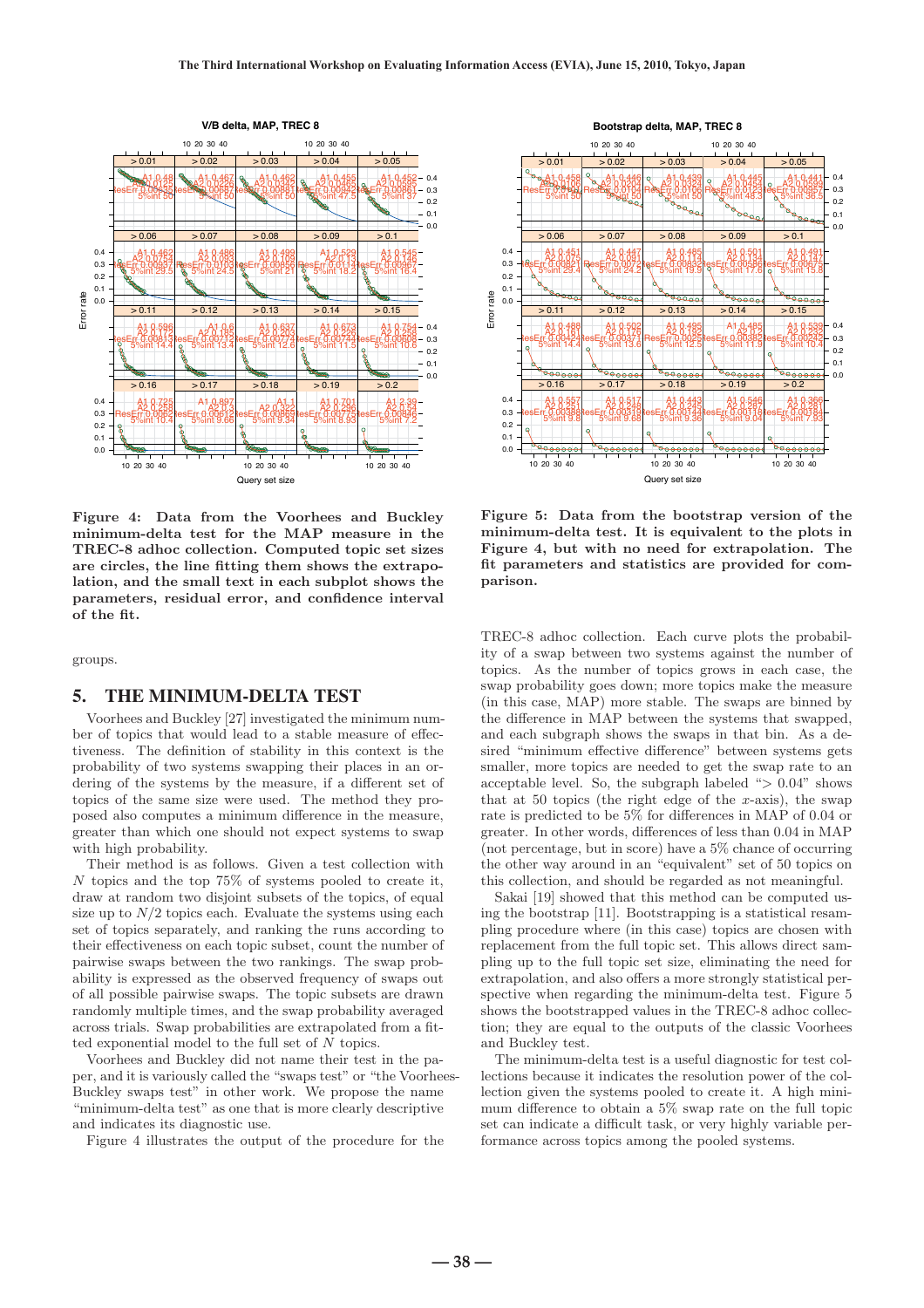**Figure 4: Data from the Voorhees and Buckley minimum-delta test for the MAP measure in the TREC-8 adhoc collection. Computed topic set sizes are circles, the line fitting them shows the extrapolation, and the small text in each subplot shows the parameters, residual error, and confidence interval of the fit.**

**Figure 5: Data from the bootstrap version of the minimum-delta test. It is equivalent to the plots in Figure 4, but with no need for extrapolation. The fit parameters and statistics are provided for comparison.**

groups.

## 5. THE MINIMUM-DELTA TEST

Voorhees and Buckley [27] investigated the minimum number of topics that would lead to a stable measure of effectiveness. The definition of stability in this context is the probability of two systems swapping their places in an ordering of the systems by the measure, if a different set of topics of the same size were used. The method they proposed also computes a minimum difference in the measure, greater than which one should not expect systems to swap with high probability.

Their method is as follows. Given a test collection with $N$ topics and the top 75% of systems pooled to create it, draw at random two disjoint subsets of the topics, of equal size up to $N/2$ topics each. Evaluate the systems using each set of topics separately, and ranking the runs according to their effectiveness on each topic subset, count the number of pairwise swaps between the two rankings. The swap probability is expressed as the observed frequency of swaps out of all possible pairwise swaps. The topic subsets are drawn randomly multiple times, and the swap probability averaged across trials. Swap probabilities are extrapolated from a fitted exponential model to the full set of $N$ topics.

Voorhees and Buckley did not name their test in the paper, and it is variously called the "swaps test" or "the Voorhees-Buckley swaps test" in other work. We propose the name "minimum-delta test" as one that is more clearly descriptive and indicates its diagnostic use.

Figure 4 illustrates the output of the procedure for the TREC-8 adhoc collection. Each curve plots the probability of a swap between two systems against the number of topics. As the number of topics grows in each case, the swap probability goes down; more topics make the measure (in this case, MAP) more stable. The swaps are binned by the difference in MAP between the systems that swapped, and each subgraph shows the swaps in that bin. As a desired "minimum effective difference" between systems gets smaller, more topics are needed to get the swap rate to an acceptable level. So, the subgraph labeled "> 0.04" shows that at 50 topics (the right edge of the $x$-axis), the swap rate is predicted to be 5% for differences in MAP of 0.04 or greater. In other words, differences of less than 0.04 in MAP (not percentage, but in score) have a 5% chance of occurring the other way around in an "equivalent" set of 50 topics on this collection, and should be regarded as not meaningful.

Sakai [19] showed that this method can be computed using the bootstrap [11]. Bootstrapping is a statistical resampling procedure where (in this case) topics are chosen with replacement from the full topic set. This allows direct sampling up to the full topic set size, eliminating the need for extrapolation, and also offers a more strongly statistical perspective when regarding the minimum-delta test. Figure 5 shows the bootstrapped values in the TREC-8 adhoc collection; they are equal to the outputs of the classic Voorhees and Buckley test.

The minimum-delta test is a useful diagnostic for test collections because it indicates the resolution power of the collection given the systems pooled to create it. A high minimum difference to obtain a 5% swap rate on the full topic set can indicate a difficult task, or very highly variable performance across topics among the pooled systems.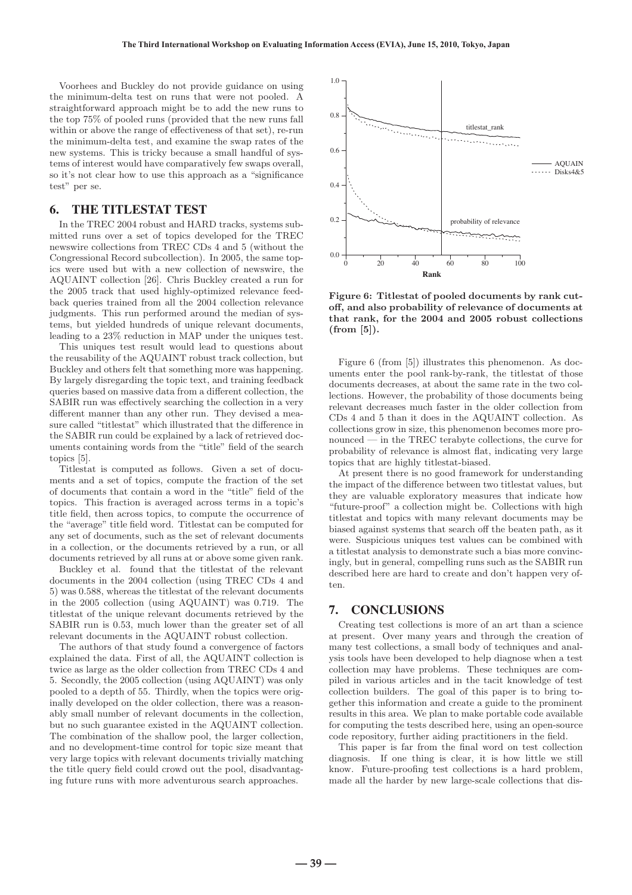Voorhees and Buckley do not provide guidance on using the minimum-delta test on runs that were not pooled. A straightforward approach might be to add the new runs to the top 75% of pooled runs (provided that the new runs fall within or above the range of effectiveness of that set), re-run the minimum-delta test, and examine the swap rates of the new systems. This is tricky because a small handful of systems of interest would have comparatively few swaps overall, so it's not clear how to use this approach as a "significance test" per se.

## 6. THE TITLESTAT TEST

In the TREC 2004 robust and HARD tracks, systems submitted runs over a set of topics developed for the TREC newswire collections from TREC CDs 4 and 5 (without the Congressional Record subcollection). In 2005, the same topics were used but with a new collection of newswire, the AQUAINT collection [26]. Chris Buckley created a run for the 2005 track that used highly-optimized relevance feedback queries trained from all the 2004 collection relevance judgments. This run performed around the median of systems, but yielded hundreds of unique relevant documents, leading to a 23% reduction in MAP under the uniques test.

This uniques test result would lead to questions about the reusability of the AQUAINT robust track collection, but Buckley and others felt that something more was happening. By largely disregarding the topic text, and training feedback queries based on massive data from a different collection, the SABIR run was effectively searching the collection in a very different manner than any other run. They devised a measure called "titlestat" which illustrated that the difference in the SABIR run could be explained by a lack of retrieved documents containing words from the "title" field of the search topics [5].

Titlestat is computed as follows. Given a set of documents and a set of topics, compute the fraction of the set of documents that contain a word in the "title" field of the topics. This fraction is averaged across terms in a topic's title field, then across topics, to compute the occurrence of the "average" title field word. Titlestat can be computed for any set of documents, such as the set of relevant documents in a collection, or the documents retrieved by a run, or all documents retrieved by all runs at or above some given rank.

Buckley et al. found that the titlestat of the relevant documents in the 2004 collection (using TREC CDs 4 and 5) was 0.588, whereas the titlestat of the relevant documents in the 2005 collection (using AQUAINT) was 0.719. The titlestat of the unique relevant documents retrieved by the SABIR run is 0.53, much lower than the greater set of all relevant documents in the AQUAINT robust collection.

The authors of that study found a convergence of factors explained the data. First of all, the AQUAINT collection is twice as large as the older collection from TREC CDs 4 and 5. Secondly, the 2005 collection (using AQUAINT) was only pooled to a depth of 55. Thirdly, when the topics were originally developed on the older collection, there was a reasonably small number of relevant documents in the collection, but no such guarantee existed in the AQUAINT collection. The combination of the shallow pool, the larger collection, and no development-time control for topic size meant that very large topics with relevant documents trivially matching the title query field could crowd out the pool, disadvantaging future runs with more adventurous search approaches.

**Figure 6: Titlestat of pooled documents by rank cutoff, and also probability of relevance of documents at that rank, for the 2004 and 2005 robust collections (from [5]).**

Figure 6 (from [5]) illustrates this phenomenon. As documents enter the pool rank-by-rank, the titlestat of those documents decreases, at about the same rate in the two collections. However, the probability of those documents being relevant decreases much faster in the older collection from CDs 4 and 5 than it does in the AQUAINT collection. As collections grow in size, this phenomenon becomes more pronounced — in the TREC terabyte collections, the curve for probability of relevance is almost flat, indicating very large topics that are highly titlestat-biased.

At present there is no good framework for understanding the impact of the difference between two titlestat values, but they are valuable exploratory measures that indicate how "future-proof" a collection might be. Collections with high titlestat and topics with many relevant documents may be biased against systems that search off the beaten path, as it were. Suspicious uniques test values can be combined with a titlestat analysis to demonstrate such a bias more convincingly, but in general, compelling runs such as the SABIR run described here are hard to create and don't happen very often.

## 7. CONCLUSIONS

Creating test collections is more of an art than a science at present. Over many years and through the creation of many test collections, a small body of techniques and analysis tools have been developed to help diagnose when a test collection may have problems. These techniques are compiled in various articles and in the tacit knowledge of test collection builders. The goal of this paper is to bring together this information and create a guide to the prominent results in this area. We plan to make portable code available for computing the tests described here, using an open-source code repository, further aiding practitioners in the field.

This paper is far from the final word on test collection diagnosis. If one thing is clear, it is how little we still know. Future-proofing test collections is a hard problem, made all the harder by new large-scale collections that dis-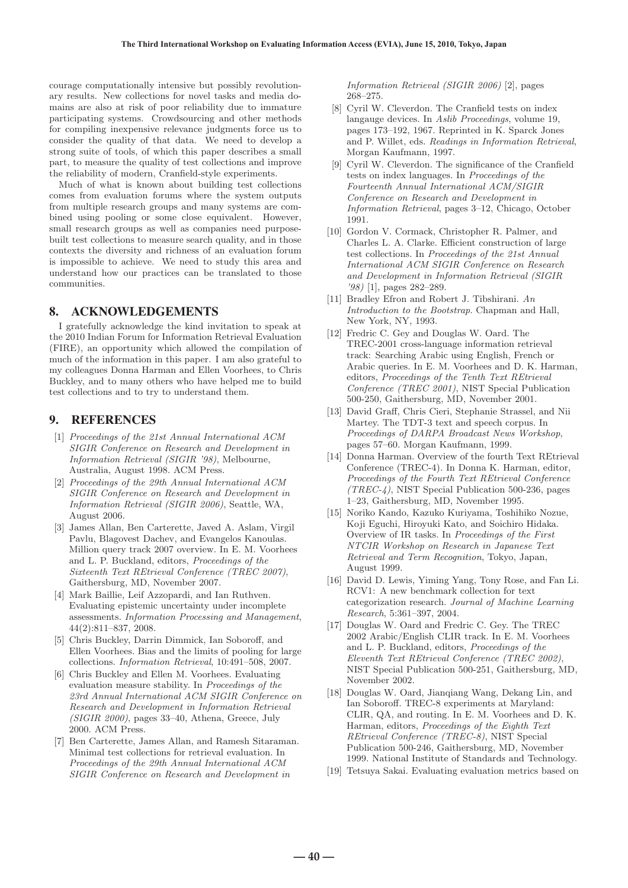courage computationally intensive but possibly revolutionary results. New collections for novel tasks and media domains are also at risk of poor reliability due to immature participating systems. Crowdsourcing and other methods for compiling inexpensive relevance judgments force us to consider the quality of that data. We need to develop a strong suite of tools, of which this paper describes a small part, to measure the quality of test collections and improve the reliability of modern, Cranfield-style experiments.

Much of what is known about building test collections comes from evaluation forums where the system outputs from multiple research groups and many systems are combined using pooling or some close equivalent. However, small research groups as well as companies need purpose-built test collections to measure search quality, and in those contexts the diversity and richness of an evaluation forum is impossible to achieve. We need to study this area and understand how our practices can be translated to those communities.

## 8. ACKNOWLEDGEMENTS

I gratefully acknowledge the kind invitation to speak at the 2010 Indian Forum for Information Retrieval Evaluation (FIRE), an opportunity which allowed the compilation of much of the information in this paper. I am also grateful to my colleagues Donna Harman and Ellen Voorhees, to Chris Buckley, and to many others who have helped me to build test collections and to try to understand them.

## 9. REFERENCES

[1] *Proceedings of the 21st Annual International ACM SIGIR Conference on Research and Development in Information Retrieval (SIGIR '98)*, Melbourne, Australia, August 1998. ACM Press.

[2] *Proceedings of the 29th Annual International ACM SIGIR Conference on Research and Development in Information Retrieval (SIGIR 2006)*, Seattle, WA, August 2006.

[3] James Allan, Ben Carterette, Javed A. Aslam, Virgil Pavlu, Blagovest Dachev, and Evangelos Kanoulas. Million query track 2007 overview. In E. M. Voorhees and L. P. Buckland, editors, *Proceedings of the Sixteenth Text REtrieval Conference (TREC 2007)*, Gaithersburg, MD, November 2007.

[4] Mark Baillie, Leif Azzopardi, and Ian Ruthven. Evaluating epistemic uncertainty under incomplete assessments. *Information Processing and Management*, 44(2):811–837, 2008.

[5] Chris Buckley, Darrin Dimmick, Ian Soboroff, and Ellen Voorhees. Bias and the limits of pooling for large collections. *Information Retrieval*, 10:491–508, 2007.

[6] Chris Buckley and Ellen M. Voorhees. Evaluating evaluation measure stability. In *Proceedings of the 23rd Annual International ACM SIGIR Conference on Research and Development in Information Retrieval (SIGIR 2000)*, pages 33–40, Athena, Greece, July 2000. ACM Press.

[7] Ben Carterette, James Allan, and Ramesh Sitaraman. Minimal test collections for retrieval evaluation. In *Proceedings of the 29th Annual International ACM SIGIR Conference on Research and Development in Information Retrieval (SIGIR 2006)* [2], pages 268–275.

[8] Cyril W. Cleverdon. The Cranfield tests on index langauge devices. In *Aslib Proceedings*, volume 19, pages 173–192, 1967. Reprinted in K. Sparck Jones and P. Willet, eds. *Readings in Information Retrieval*, Morgan Kaufmann, 1997.

[9] Cyril W. Cleverdon. The significance of the Cranfield tests on index languages. In *Proceedings of the Fourteenth Annual International ACM/SIGIR Conference on Research and Development in Information Retrieval*, pages 3–12, Chicago, October 1991.

[10] Gordon V. Cormack, Christopher R. Palmer, and Charles L. A. Clarke. Efficient construction of large test collections. In *Proceedings of the 21st Annual International ACM SIGIR Conference on Research and Development in Information Retrieval (SIGIR '98)* [1], pages 282–289.

[11] Bradley Efron and Robert J. Tibshirani. *An Introduction to the Bootstrap*. Chapman and Hall, New York, NY, 1993.

[12] Fredric C. Gey and Douglas W. Oard. The TREC-2001 cross-language information retrieval track: Searching Arabic using English, French or Arabic queries. In E. M. Voorhees and D. K. Harman, editors, *Proceedings of the Tenth Text REtrieval Conference (TREC 2001)*, NIST Special Publication 500-250, Gaithersburg, MD, November 2001.

[13] David Graff, Chris Cieri, Stephanie Strassel, and Nii Martey. The TDT-3 text and speech corpus. In *Proceedings of DARPA Broadcast News Workshop*, pages 57–60. Morgan Kaufmann, 1999.

[14] Donna Harman. Overview of the fourth Text REtrieval Conference (TREC-4). In Donna K. Harman, editor, *Proceedings of the Fourth Text REtrieval Conference (TREC-4)*, NIST Special Publication 500-236, pages 1–23, Gaithersburg, MD, November 1995.

[15] Noriko Kando, Kazuko Kuriyama, Toshihiko Nozue, Koji Eguchi, Hiroyuki Kato, and Soichiro Hidaka. Overview of IR tasks. In *Proceedings of the First NTCIR Workshop on Research in Japanese Text Retrieval and Term Recognition*, Tokyo, Japan, August 1999.

[16] David D. Lewis, Yiming Yang, Tony Rose, and Fan Li. RCV1: A new benchmark collection for text categorization research. *Journal of Machine Learning Research*, 5:361–397, 2004.

[17] Douglas W. Oard and Fredric C. Gey. The TREC 2002 Arabic/English CLIR track. In E. M. Voorhees and L. P. Buckland, editors, *Proceedings of the Eleventh Text REtrieval Conference (TREC 2002)*, NIST Special Publication 500-251, Gaithersburg, MD, November 2002.

[18] Douglas W. Oard, Jianqiang Wang, Dekang Lin, and Ian Soboroff. TREC-8 experiments at Maryland: CLIR, QA, and routing. In E. M. Voorhees and D. K. Harman, editors, *Proceedings of the Eighth Text REtrieval Conference (TREC-8)*, NIST Special Publication 500-246, Gaithersburg, MD, November 1999. National Institute of Standards and Technology.

[19] Tetsuya Sakai. Evaluating evaluation metrics based on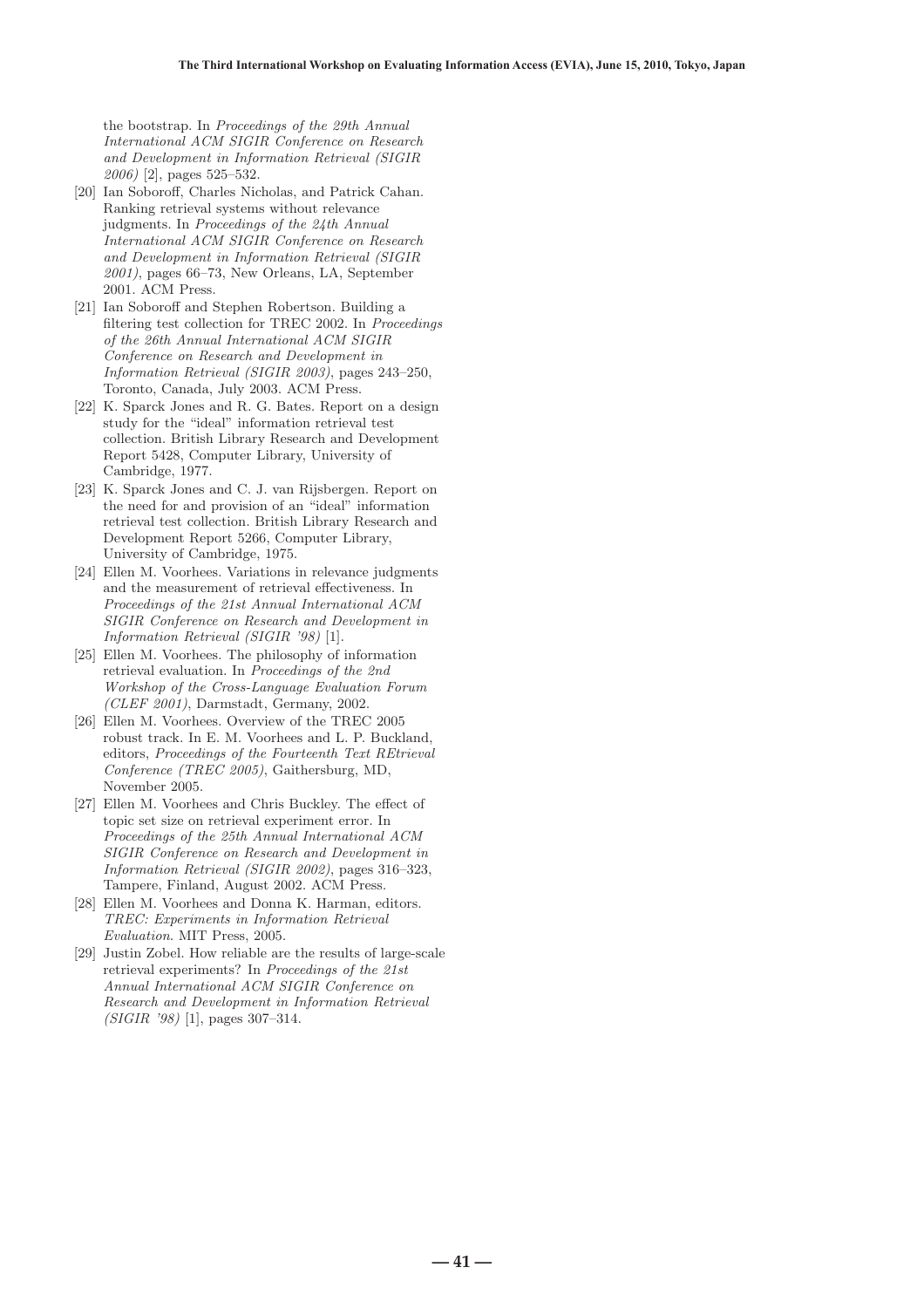the bootstrap. In *Proceedings of the 29th Annual International ACM SIGIR Conference on Research and Development in Information Retrieval (SIGIR 2006)* [2], pages 525–532.

[20] Ian Soboroff, Charles Nicholas, and Patrick Cahan. Ranking retrieval systems without relevance judgments. In *Proceedings of the 24th Annual International ACM SIGIR Conference on Research and Development in Information Retrieval (SIGIR 2001)*, pages 66–73, New Orleans, LA, September 2001. ACM Press.

[21] Ian Soboroff and Stephen Robertson. Building a filtering test collection for TREC 2002. In *Proceedings of the 26th Annual International ACM SIGIR Conference on Research and Development in Information Retrieval (SIGIR 2003)*, pages 243–250, Toronto, Canada, July 2003. ACM Press.

[22] K. Sparck Jones and R. G. Bates. Report on a design study for the "ideal" information retrieval test collection. British Library Research and Development Report 5428, Computer Library, University of Cambridge, 1977.

[23] K. Sparck Jones and C. J. van Rijsbergen. Report on the need for and provision of an "ideal" information retrieval test collection. British Library Research and Development Report 5266, Computer Library, University of Cambridge, 1975.

[24] Ellen M. Voorhees. Variations in relevance judgments and the measurement of retrieval effectiveness. In *Proceedings of the 21st Annual International ACM SIGIR Conference on Research and Development in Information Retrieval (SIGIR '98)* [1].

[25] Ellen M. Voorhees. The philosophy of information retrieval evaluation. In *Proceedings of the 2nd Workshop of the Cross-Language Evaluation Forum (CLEF 2001)*, Darmstadt, Germany, 2002.

[26] Ellen M. Voorhees. Overview of the TREC 2005 robust track. In E. M. Voorhees and L. P. Buckland, editors, *Proceedings of the Fourteenth Text REtrieval Conference (TREC 2005)*, Gaithersburg, MD, November 2005.

[27] Ellen M. Voorhees and Chris Buckley. The effect of topic set size on retrieval experiment error. In *Proceedings of the 25th Annual International ACM SIGIR Conference on Research and Development in Information Retrieval (SIGIR 2002)*, pages 316–323, Tampere, Finland, August 2002. ACM Press.

[28] Ellen M. Voorhees and Donna K. Harman, editors. *TREC: Experiments in Information Retrieval Evaluation*. MIT Press, 2005.

[29] Justin Zobel. How reliable are the results of large-scale retrieval experiments? In *Proceedings of the 21st Annual International ACM SIGIR Conference on Research and Development in Information Retrieval (SIGIR '98)* [1], pages 307–314.